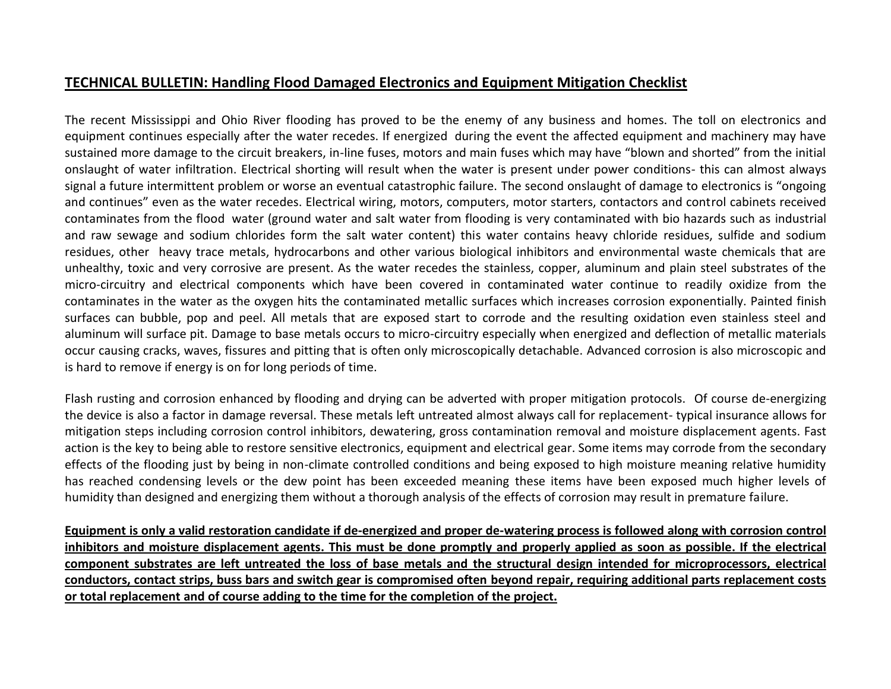**<u>TECHNICAL BULLETIN: Handling Flood Damaged Electronics and Equipment Mitigation Checklist</u>**

The recent Mississippi and Ohio River flooding has proved to be the enemy of any business and homes. The toll on electronics and equipment continues especially after the water recedes. If energized during the event the affected equipment and machinery may have sustained more damage to the circuit breakers, in-line fuses, motors and main fuses which may have "blown and shorted" from the initial onslaught of water infiltration. Electrical shorting will result when the water is present under power conditions- this can almost always signal a future intermittent problem or worse an eventual catastrophic failure. The second onslaught of damage to electronics is "ongoing and continues" even as the water recedes. Electrical wiring, motors, computers, motor starters, contactors and control cabinets received contaminates from the flood water (ground water and salt water from flooding is very contaminated with bio hazards such as industrial and raw sewage and sodium chlorides form the salt water content) this water contains heavy chloride residues, sulfide and sodium residues, other heavy trace metals, hydrocarbons and other various biological inhibitors and environmental waste chemicals that are unhealthy, toxic and very corrosive are present. As the water recedes the stainless, copper, aluminum and plain steel substrates of the micro-circuitry and electrical components which have been covered in contaminated water continue to readily oxidize from the contaminates in the water as the oxygen hits the contaminated metallic surfaces which increases corrosion exponentially. Painted finish surfaces can bubble, pop and peel. All metals that are exposed start to corrode and the resulting oxidation even stainless steel and aluminum will surface pit. Damage to base metals occurs to micro-circuitry especially when energized and deflection of metallic materials occur causing cracks, waves, fissures and pitting that is often only microscopically detachable. Advanced corrosion is also microscopic and is hard to remove if energy is on for long periods of time.

Flash rusting and corrosion enhanced by flooding and drying can be adverted with proper mitigation protocols. Of course de-energizing the device is also a factor in damage reversal. These metals left untreated almost always call for replacement- typical insurance allows for mitigation steps including corrosion control inhibitors, dewatering, gross contamination removal and moisture displacement agents. Fast action is the key to being able to restore sensitive electronics, equipment and electrical gear. Some items may corrode from the secondary effects of the flooding just by being in non-climate controlled conditions and being exposed to high moisture meaning relative humidity has reached condensing levels or the dew point has been exceeded meaning these items have been exposed much higher levels of humidity than designed and energizing them without a thorough analysis of the effects of corrosion may result in premature failure.

**<u>Equipment is only a valid restoration candidate if de-energized and proper de-watering process is followed along with corrosion control inhibitors and moisture displacement agents. This must be done promptly and properly applied as soon as possible. If the electrical component substrates are left untreated the loss of base metals and the structural design intended for microprocessors, electrical conductors, contact strips, buss bars and switch gear is compromised often beyond repair, requiring additional parts replacement costs or total replacement and of course adding to the time for the completion of the project.</u>**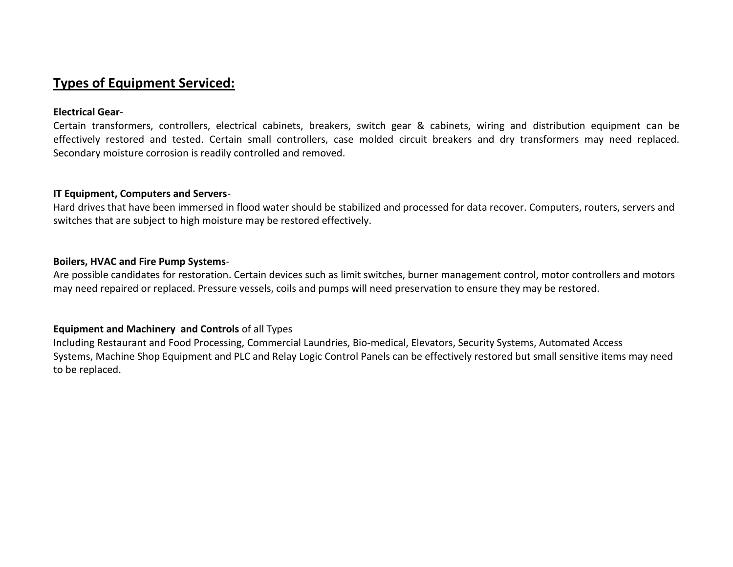## Types of Equipment Serviced:

**Electrical Gear**-
Certain transformers, controllers, electrical cabinets, breakers, switch gear & cabinets, wiring and distribution equipment can be effectively restored and tested. Certain small controllers, case molded circuit breakers and dry transformers may need replaced. Secondary moisture corrosion is readily controlled and removed.

**IT Equipment, Computers and Servers**-
Hard drives that have been immersed in flood water should be stabilized and processed for data recover. Computers, routers, servers and switches that are subject to high moisture may be restored effectively.

**Boilers, HVAC and Fire Pump Systems**-
Are possible candidates for restoration. Certain devices such as limit switches, burner management control, motor controllers and motors may need repaired or replaced. Pressure vessels, coils and pumps will need preservation to ensure they may be restored.

**Equipment and Machinery and Controls** of all Types
Including Restaurant and Food Processing, Commercial Laundries, Bio-medical, Elevators, Security Systems, Automated Access Systems, Machine Shop Equipment and PLC and Relay Logic Control Panels can be effectively restored but small sensitive items may need to be replaced.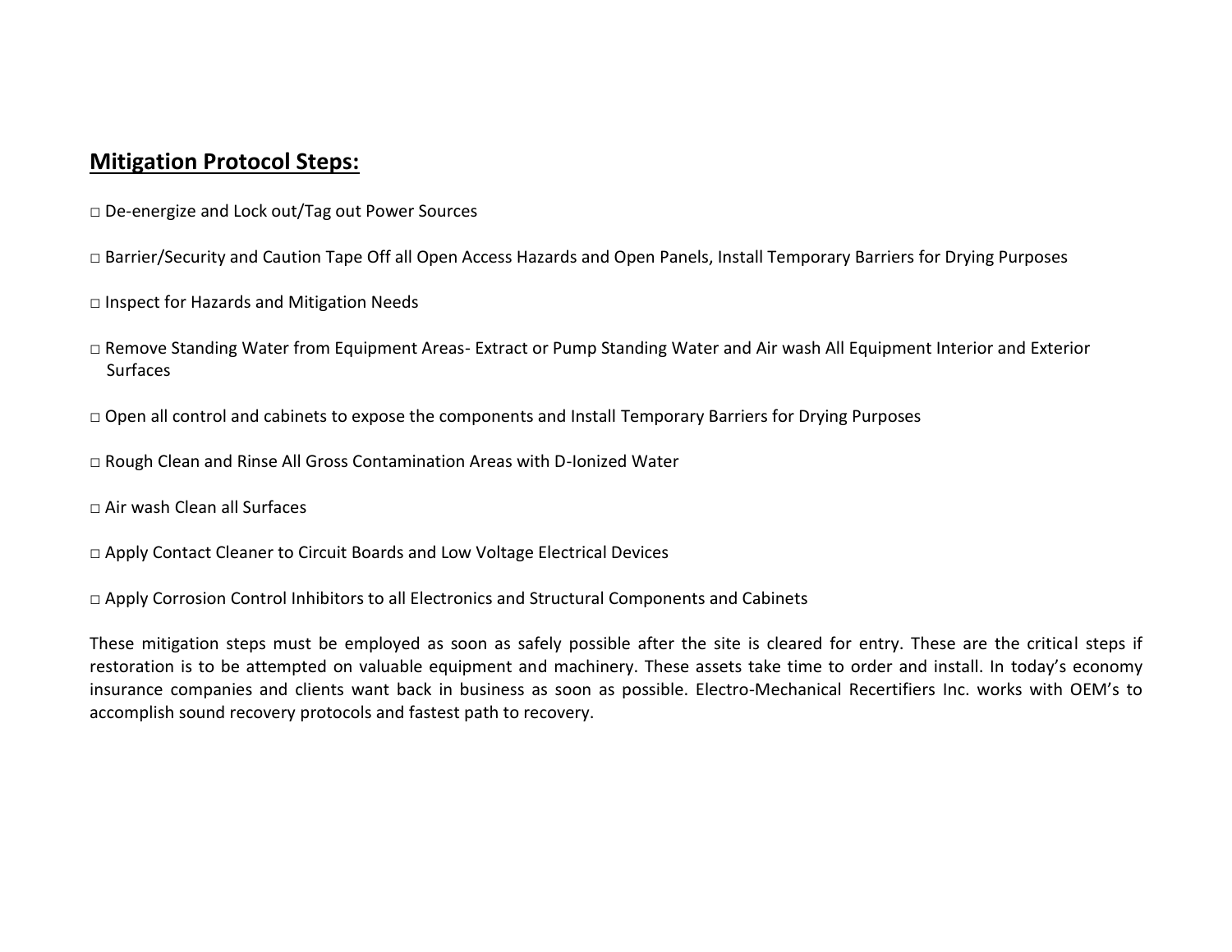## **Mitigation Protocol Steps:**

□ De-energize and Lock out/Tag out Power Sources

□ Barrier/Security and Caution Tape Off all Open Access Hazards and Open Panels, Install Temporary Barriers for Drying Purposes

□ Inspect for Hazards and Mitigation Needs

□ Remove Standing Water from Equipment Areas- Extract or Pump Standing Water and Air wash All Equipment Interior and Exterior Surfaces

□ Open all control and cabinets to expose the components and Install Temporary Barriers for Drying Purposes

□ Rough Clean and Rinse All Gross Contamination Areas with D-Ionized Water

□ Air wash Clean all Surfaces

□ Apply Contact Cleaner to Circuit Boards and Low Voltage Electrical Devices

□ Apply Corrosion Control Inhibitors to all Electronics and Structural Components and Cabinets

These mitigation steps must be employed as soon as safely possible after the site is cleared for entry. These are the critical steps if restoration is to be attempted on valuable equipment and machinery. These assets take time to order and install. In today's economy insurance companies and clients want back in business as soon as possible. Electro-Mechanical Recertifiers Inc. works with OEM's to accomplish sound recovery protocols and fastest path to recovery.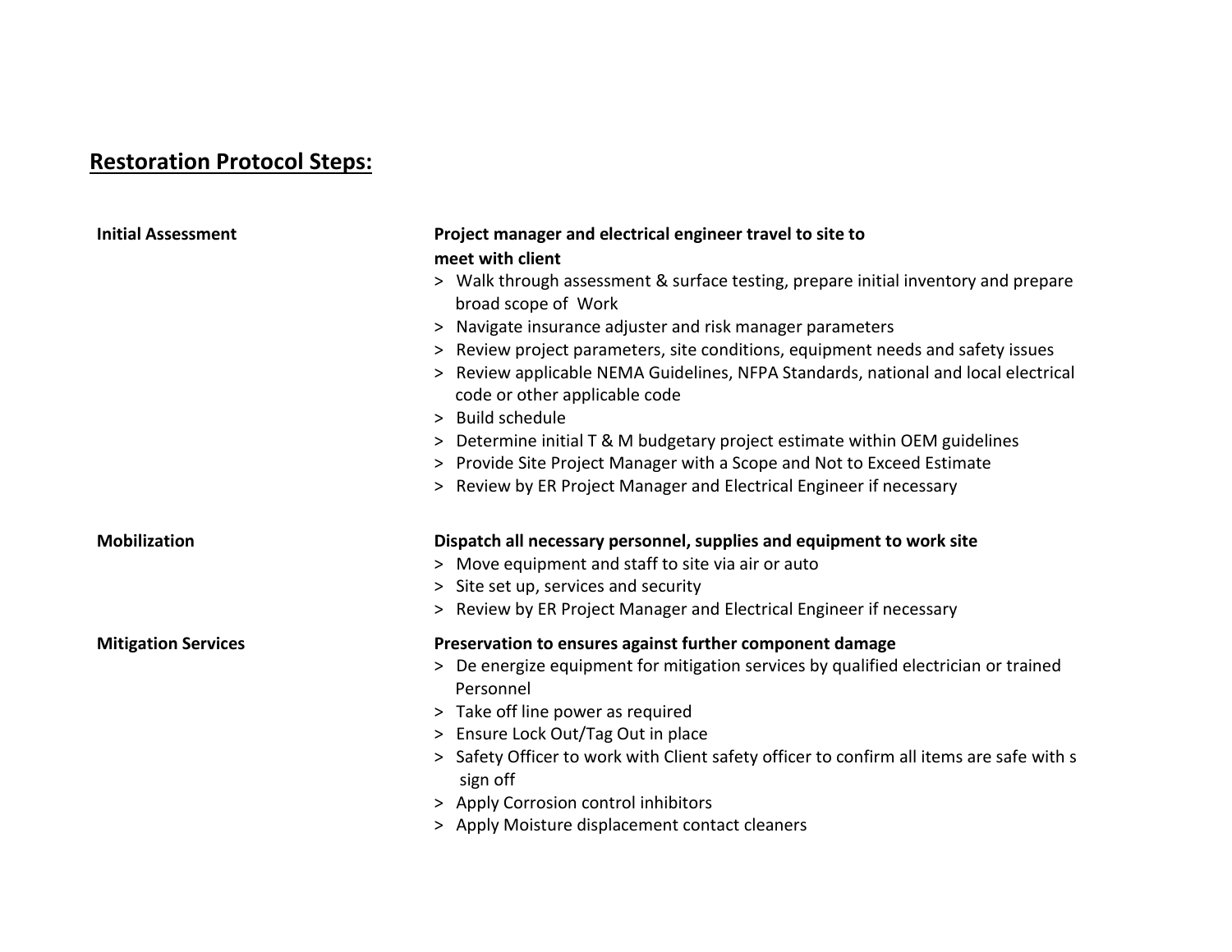## Restoration Protocol Steps:

**Initial Assessment**

**Project manager and electrical engineer travel to site to meet with client**

> Walk through assessment & surface testing, prepare initial inventory and prepare broad scope of Work
> Navigate insurance adjuster and risk manager parameters
> Review project parameters, site conditions, equipment needs and safety issues
> Review applicable NEMA Guidelines, NFPA Standards, national and local electrical code or other applicable code
> Build schedule
> Determine initial T & M budgetary project estimate within OEM guidelines
> Provide Site Project Manager with a Scope and Not to Exceed Estimate
> Review by ER Project Manager and Electrical Engineer if necessary

**Mobilization**

**Dispatch all necessary personnel, supplies and equipment to work site**

> Move equipment and staff to site via air or auto
> Site set up, services and security
> Review by ER Project Manager and Electrical Engineer if necessary

**Mitigation Services**

**Preservation to ensures against further component damage**

> De energize equipment for mitigation services by qualified electrician or trained Personnel
> Take off line power as required
> Ensure Lock Out/Tag Out in place
> Safety Officer to work with Client safety officer to confirm all items are safe with s sign off
> Apply Corrosion control inhibitors
> Apply Moisture displacement contact cleaners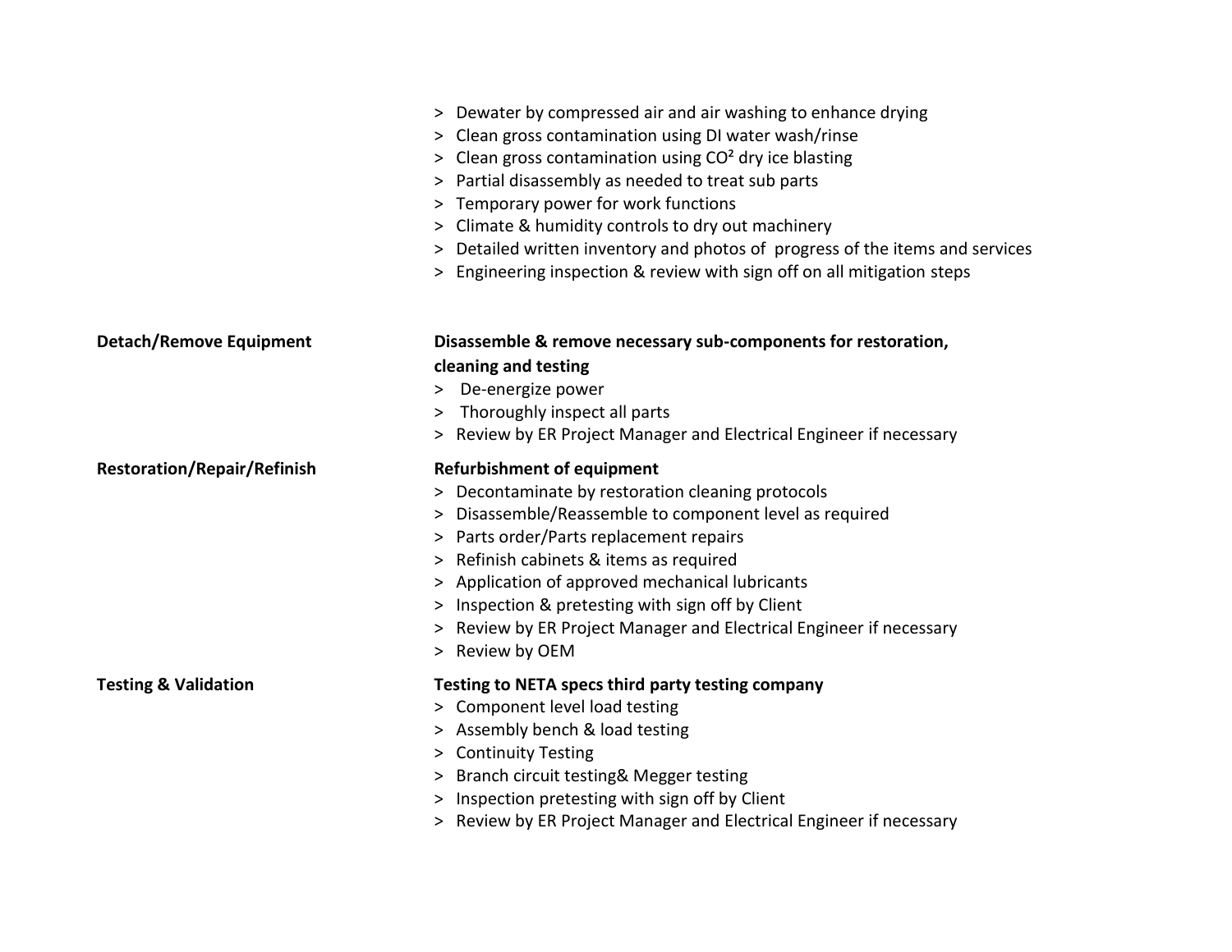> Dewater by compressed air and air washing to enhance drying
> Clean gross contamination using DI water wash/rinse
> Clean gross contamination using $CO^2$ dry ice blasting
> Partial disassembly as needed to treat sub parts
> Temporary power for work functions
> Climate & humidity controls to dry out machinery
> Detailed written inventory and photos of progress of the items and services
> Engineering inspection & review with sign off on all mitigation steps

| | |
|---|---|
| **Detach/Remove Equipment** | **Disassemble & remove necessary sub-components for restoration, cleaning and testing**<br>> De-energize power<br>> Thoroughly inspect all parts<br>> Review by ER Project Manager and Electrical Engineer if necessary |
| **Restoration/Repair/Refinish** | **Refurbishment of equipment**<br>> Decontaminate by restoration cleaning protocols<br>> Disassemble/Reassemble to component level as required<br>> Parts order/Parts replacement repairs<br>> Refinish cabinets & items as required<br>> Application of approved mechanical lubricants<br>> Inspection & pretesting with sign off by Client<br>> Review by ER Project Manager and Electrical Engineer if necessary<br>> Review by OEM |
| **Testing & Validation** | **Testing to NETA specs third party testing company**<br>> Component level load testing<br>> Assembly bench & load testing<br>> Continuity Testing<br>> Branch circuit testing& Megger testing<br>> Inspection pretesting with sign off by Client<br>> Review by ER Project Manager and Electrical Engineer if necessary |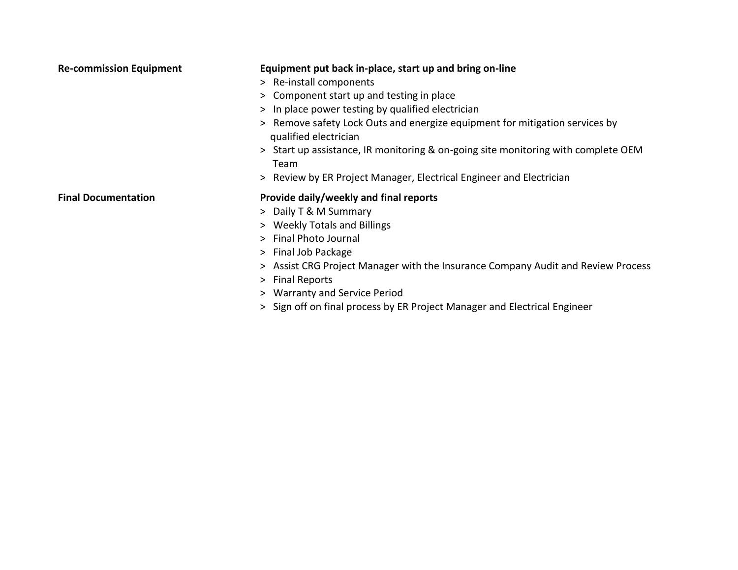**Re-commission Equipment**

**Equipment put back in-place, start up and bring on-line**

> Re-install components
> Component start up and testing in place
> In place power testing by qualified electrician
> Remove safety Lock Outs and energize equipment for mitigation services by qualified electrician
> Start up assistance, IR monitoring & on-going site monitoring with complete OEM Team
> Review by ER Project Manager, Electrical Engineer and Electrician

**Final Documentation**

**Provide daily/weekly and final reports**

> Daily T & M Summary
> Weekly Totals and Billings
> Final Photo Journal
> Final Job Package
> Assist CRG Project Manager with the Insurance Company Audit and Review Process
> Final Reports
> Warranty and Service Period
> Sign off on final process by ER Project Manager and Electrical Engineer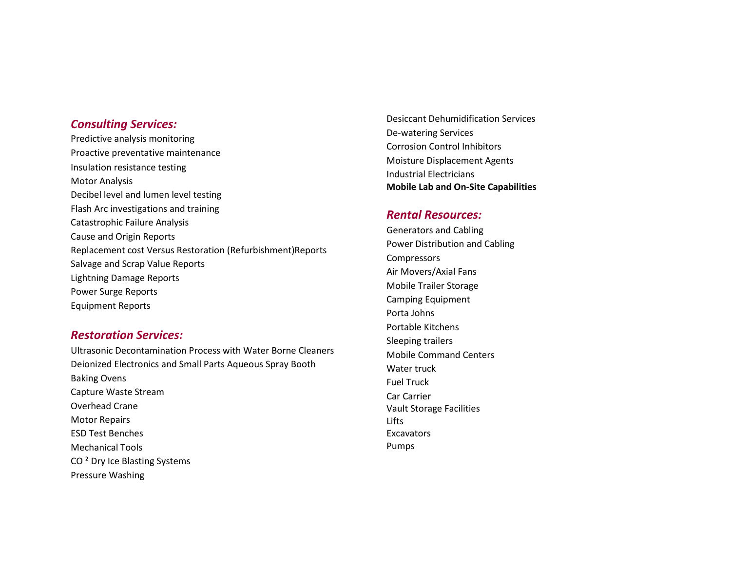## *Consulting Services:*

Predictive analysis monitoring
Proactive preventative maintenance
Insulation resistance testing
Motor Analysis
Decibel level and lumen level testing
Flash Arc investigations and training
Catastrophic Failure Analysis
Cause and Origin Reports
Replacement cost Versus Restoration (Refurbishment)Reports
Salvage and Scrap Value Reports
Lightning Damage Reports
Power Surge Reports
Equipment Reports

## *Restoration Services:*

Ultrasonic Decontamination Process with Water Borne Cleaners
Deionized Electronics and Small Parts Aqueous Spray Booth
Baking Ovens
Capture Waste Stream
Overhead Crane
Motor Repairs
ESD Test Benches
Mechanical Tools
$CO^2$ Dry Ice Blasting Systems
Pressure Washing
Desiccant Dehumidification Services
De-watering Services
Corrosion Control Inhibitors
Moisture Displacement Agents
Industrial Electricians
**Mobile Lab and On-Site Capabilities**

## *Rental Resources:*

Generators and Cabling
Power Distribution and Cabling
Compressors
Air Movers/Axial Fans
Mobile Trailer Storage
Camping Equipment
Porta Johns
Portable Kitchens
Sleeping trailers
Mobile Command Centers
Water truck
Fuel Truck
Car Carrier
Vault Storage Facilities
Lifts
Excavators
Pumps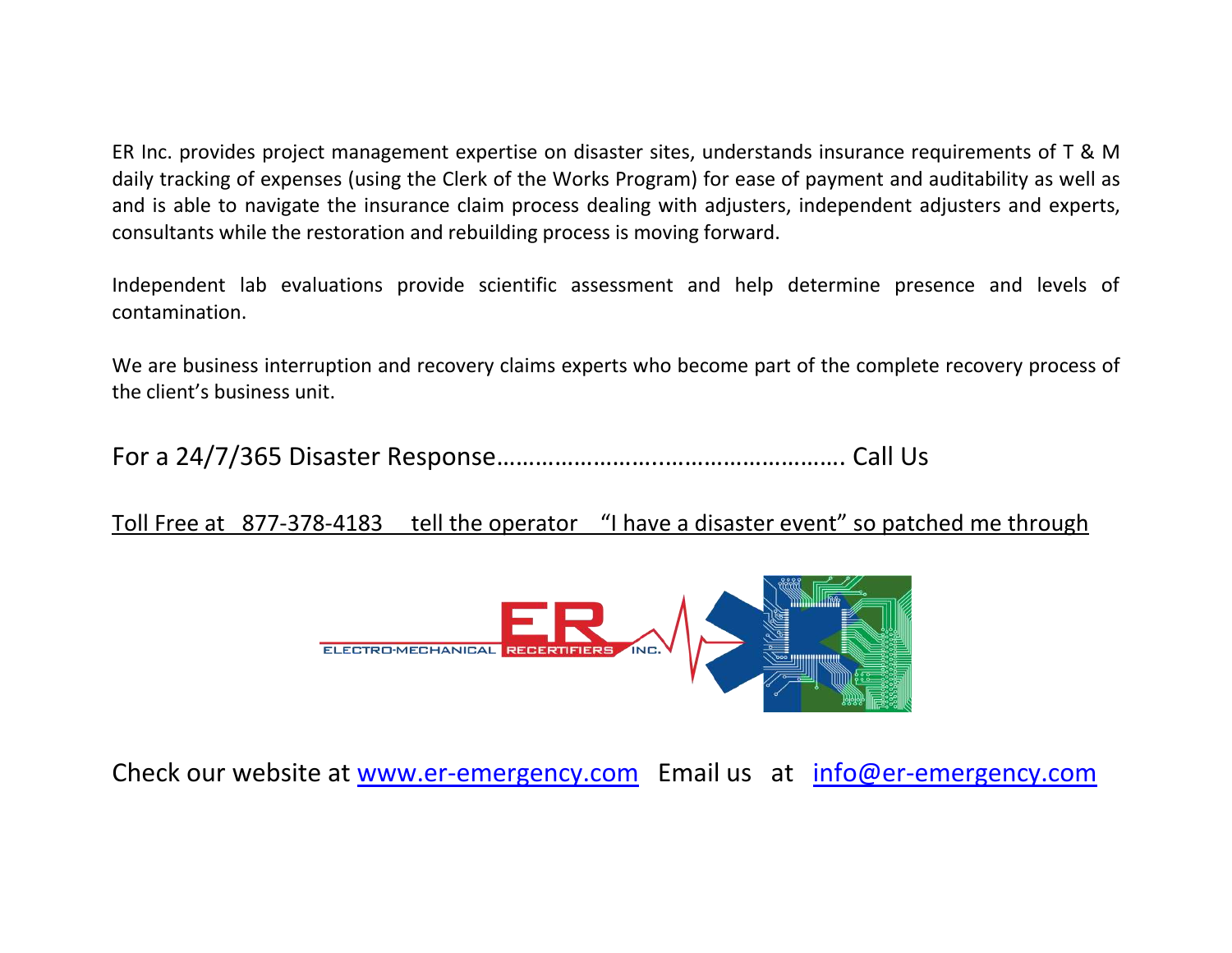ER Inc. provides project management expertise on disaster sites, understands insurance requirements of T & M daily tracking of expenses (using the Clerk of the Works Program) for ease of payment and auditability as well as and is able to navigate the insurance claim process dealing with adjusters, independent adjusters and experts, consultants while the restoration and rebuilding process is moving forward.

Independent lab evaluations provide scientific assessment and help determine presence and levels of contamination.

We are business interruption and recovery claims experts who become part of the complete recovery process of the client's business unit.

For a 24/7/365 Disaster Response……………………..……………………. Call Us

Toll Free at 877-378-4183 tell the operator "I have a disaster event" so patched me through

ELECTRO-MECHANICAL RECERTIFIERS INC.

Check our website at www.er-emergency.com Email us at info@er-emergency.com